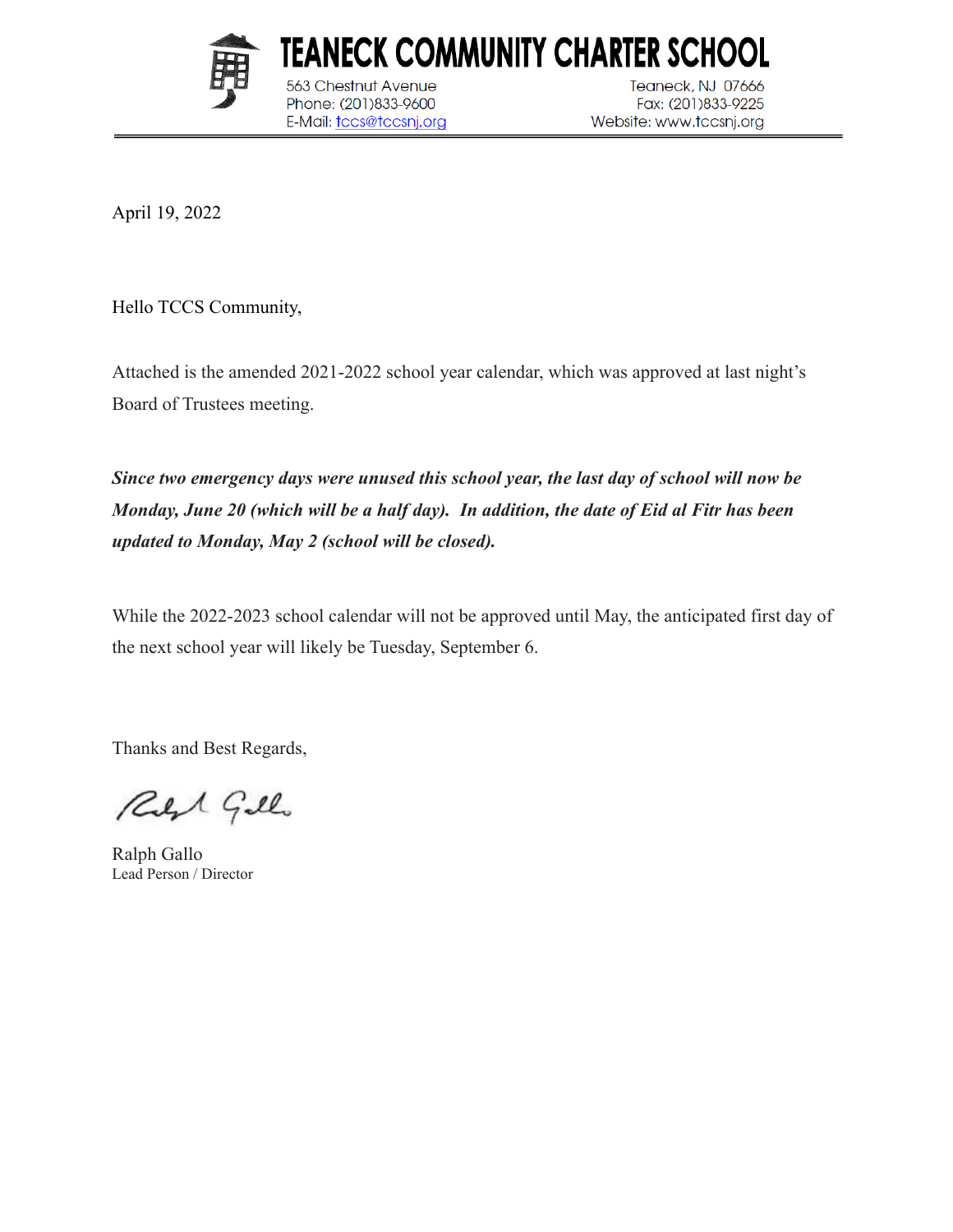# TEANECK COMMUNITY CHARTER SCHOOL

563 Chestnut Avenue
Phone: (201)833-9600
E-Mail: tccs@tccsnj.org

Teaneck, NJ 07666
Fax: (201)833-9225
Website: www.tccsnj.org

---

April 19, 2022

Hello TCCS Community,

Attached is the amended 2021-2022 school year calendar, which was approved at last night's Board of Trustees meeting.

***Since two emergency days were unused this school year, the last day of school will now be Monday, June 20 (which will be a half day). In addition, the date of Eid al Fitr has been updated to Monday, May 2 (school will be closed).***

While the 2022-2023 school calendar will not be approved until May, the anticipated first day of the next school year will likely be Tuesday, September 6.

Thanks and Best Regards,

Ralph Gallo
Lead Person / Director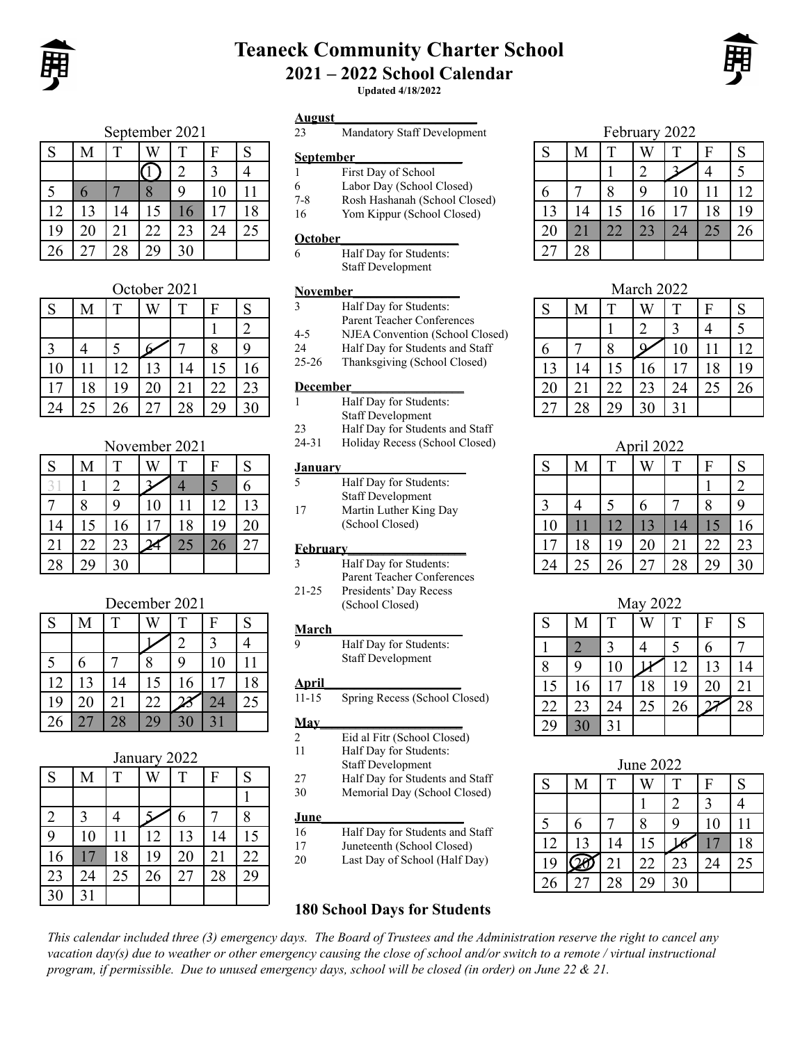# Teaneck Community Charter School

## 2021 – 2022 School Calendar

**Updated 4/18/2022**

**September 2021**

| S | M | T | W | T | F | S |
|---|---|---|---|---|---|---|
| | | | 1 | 2 | 3 | 4 |
| 5 | 6 | 7 | 8 | 9 | 10 | 11 |
| 12 | 13 | 14 | 15 | 16 | 17 | 18 |
| 19 | 20 | 21 | 22 | 23 | 24 | 25 |
| 26 | 27 | 28 | 29 | 30 | | |

**October 2021**

| S | M | T | W | T | F | S |
|---|---|---|---|---|---|---|
| | | | | | 1 | 2 |
| 3 | 4 | 5 | 6 | 7 | 8 | 9 |
| 10 | 11 | 12 | 13 | 14 | 15 | 16 |
| 17 | 18 | 19 | 20 | 21 | 22 | 23 |
| 24 | 25 | 26 | 27 | 28 | 29 | 30 |

**November 2021**

| S | M | T | W | T | F | S |
|---|---|---|---|---|---|---|
| 31 | 1 | 2 | 3 | 4 | 5 | 6 |
| 7 | 8 | 9 | 10 | 11 | 12 | 13 |
| 14 | 15 | 16 | 17 | 18 | 19 | 20 |
| 21 | 22 | 23 | 24 | 25 | 26 | 27 |
| 28 | 29 | 30 | | | | |

**December 2021**

| S | M | T | W | T | F | S |
|---|---|---|---|---|---|---|
| | | | 1 | 2 | 3 | 4 |
| 5 | 6 | 7 | 8 | 9 | 10 | 11 |
| 12 | 13 | 14 | 15 | 16 | 17 | 18 |
| 19 | 20 | 21 | 22 | 23 | 24 | 25 |
| 26 | 27 | 28 | 29 | 30 | 31 | |

**January 2022**

| S | M | T | W | T | F | S |
|---|---|---|---|---|---|---|
| | | | | | | 1 |
| 2 | 3 | 4 | 5 | 6 | 7 | 8 |
| 9 | 10 | 11 | 12 | 13 | 14 | 15 |
| 16 | 17 | 18 | 19 | 20 | 21 | 22 |
| 23 | 24 | 25 | 26 | 27 | 28 | 29 |
| 30 | 31 | | | | | |

**August**

23 Mandatory Staff Development

**September**

1 First Day of School
6 Labor Day (School Closed)
7-8 Rosh Hashanah (School Closed)
16 Yom Kippur (School Closed)

**October**

6 Half Day for Students: Staff Development

**November**

3 Half Day for Students: Parent Teacher Conferences
4-5 NJEA Convention (School Closed)
24 Half Day for Students and Staff
25-26 Thanksgiving (School Closed)

**December**

1 Half Day for Students: Staff Development
23 Half Day for Students and Staff
24-31 Holiday Recess (School Closed)

**January**

5 Half Day for Students: Staff Development
17 Martin Luther King Day (School Closed)

**February**

3 Half Day for Students: Parent Teacher Conferences
21-25 Presidents' Day Recess (School Closed)

**March**

9 Half Day for Students: Staff Development

**April**

11-15 Spring Recess (School Closed)

**May**

2 Eid al Fitr (School Closed)
11 Half Day for Students: Staff Development
27 Half Day for Students and Staff
30 Memorial Day (School Closed)

**June**

16 Half Day for Students and Staff
17 Juneteenth (School Closed)
20 Last Day of School (Half Day)

**180 School Days for Students**

**February 2022**

| S | M | T | W | T | F | S |
|---|---|---|---|---|---|---|
| | | 1 | 2 | 3 | 4 | 5 |
| 6 | 7 | 8 | 9 | 10 | 11 | 12 |
| 13 | 14 | 15 | 16 | 17 | 18 | 19 |
| 20 | 21 | 22 | 23 | 24 | 25 | 26 |
| 27 | 28 | | | | | |

**March 2022**

| S | M | T | W | T | F | S |
|---|---|---|---|---|---|---|
| | | 1 | 2 | 3 | 4 | 5 |
| 6 | 7 | 8 | 9 | 10 | 11 | 12 |
| 13 | 14 | 15 | 16 | 17 | 18 | 19 |
| 20 | 21 | 22 | 23 | 24 | 25 | 26 |
| 27 | 28 | 29 | 30 | 31 | | |

**April 2022**

| S | M | T | W | T | F | S |
|---|---|---|---|---|---|---|
| | | | | | 1 | 2 |
| 3 | 4 | 5 | 6 | 7 | 8 | 9 |
| 10 | 11 | 12 | 13 | 14 | 15 | 16 |
| 17 | 18 | 19 | 20 | 21 | 22 | 23 |
| 24 | 25 | 26 | 27 | 28 | 29 | 30 |

**May 2022**

| S | M | T | W | T | F | S |
|---|---|---|---|---|---|---|
| 1 | 2 | 3 | 4 | 5 | 6 | 7 |
| 8 | 9 | 10 | 11 | 12 | 13 | 14 |
| 15 | 16 | 17 | 18 | 19 | 20 | 21 |
| 22 | 23 | 24 | 25 | 26 | 27 | 28 |
| 29 | 30 | 31 | | | | |

**June 2022**

| S | M | T | W | T | F | S |
|---|---|---|---|---|---|---|
| | | | 1 | 2 | 3 | 4 |
| 5 | 6 | 7 | 8 | 9 | 10 | 11 |
| 12 | 13 | 14 | 15 | 16 | 17 | 18 |
| 19 | 20 | 21 | 22 | 23 | 24 | 25 |
| 26 | 27 | 28 | 29 | 30 | | |

*This calendar included three (3) emergency days. The Board of Trustees and the Administration reserve the right to cancel any vacation day(s) due to weather or other emergency causing the close of school and/or switch to a remote / virtual instructional program, if permissible. Due to unused emergency days, school will be closed (in order) on June 22 & 21.*